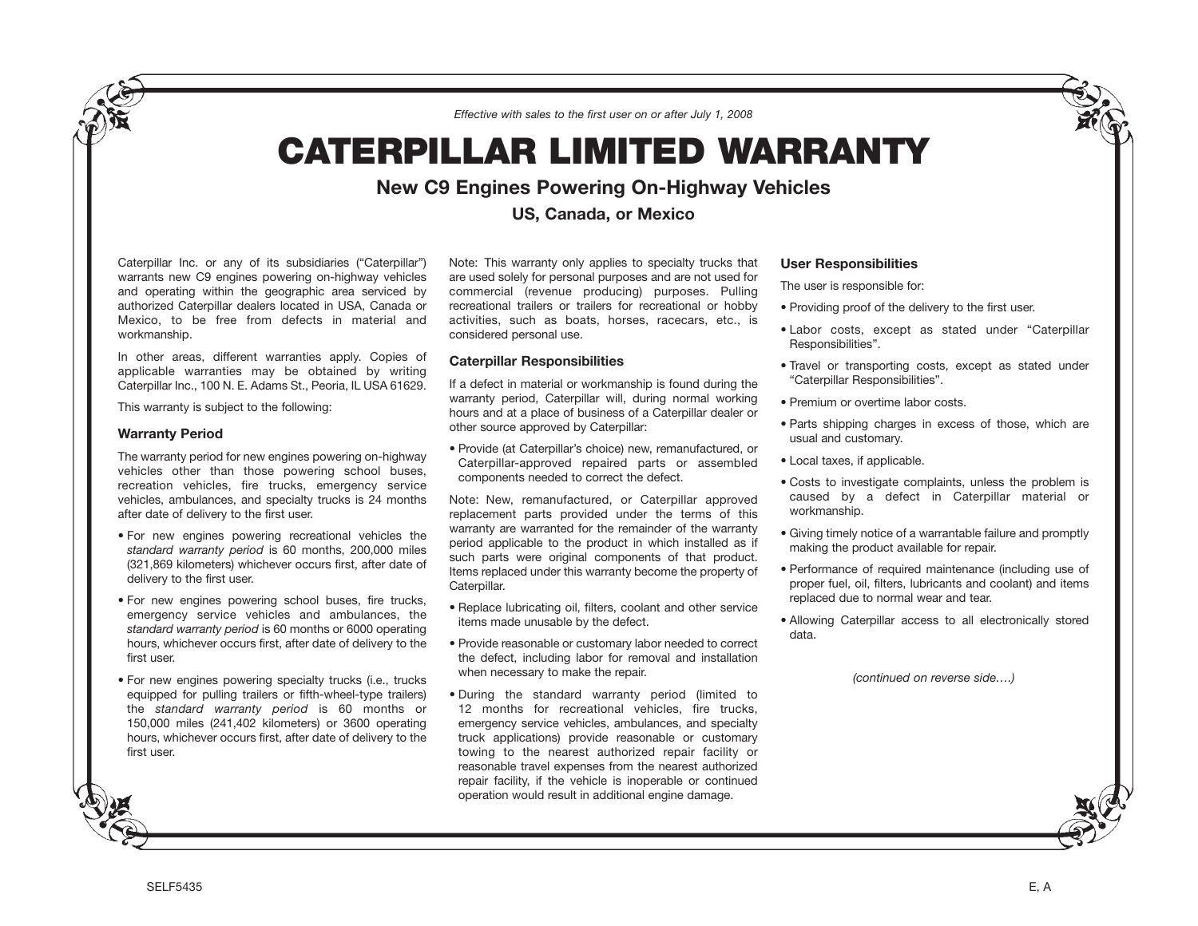*Effective with sales to the first user on or after July 1, 2008*

# CATERPILLAR LIMITED WARRANTY

## New C9 Engines Powering On-Highway Vehicles

### US, Canada, or Mexico

Caterpillar Inc. or any of its subsidiaries ("Caterpillar") warrants new C9 engines powering on-highway vehicles and operating within the geographic area serviced by authorized Caterpillar dealers located in USA, Canada or Mexico, to be free from defects in material and workmanship.

In other areas, different warranties apply. Copies of applicable warranties may be obtained by writing Caterpillar Inc., 100 N. E. Adams St., Peoria, IL USA 61629.

This warranty is subject to the following:

### Warranty Period

The warranty period for new engines powering on-highway vehicles other than those powering school buses, recreation vehicles, fire trucks, emergency service vehicles, ambulances, and specialty trucks is 24 months after date of delivery to the first user.

- For new engines powering recreational vehicles the *standard warranty period* is 60 months, 200,000 miles (321,869 kilometers) whichever occurs first, after date of delivery to the first user.
- For new engines powering school buses, fire trucks, emergency service vehicles and ambulances, the *standard warranty period* is 60 months or 6000 operating hours, whichever occurs first, after date of delivery to the first user.
- For new engines powering specialty trucks (i.e., trucks equipped for pulling trailers or fifth-wheel-type trailers) the *standard warranty period* is 60 months or 150,000 miles (241,402 kilometers) or 3600 operating hours, whichever occurs first, after date of delivery to the first user.

Note: This warranty only applies to specialty trucks that are used solely for personal purposes and are not used for commercial (revenue producing) purposes. Pulling recreational trailers or trailers for recreational or hobby activities, such as boats, horses, racecars, etc., is considered personal use.

### Caterpillar Responsibilities

If a defect in material or workmanship is found during the warranty period, Caterpillar will, during normal working hours and at a place of business of a Caterpillar dealer or other source approved by Caterpillar:

- Provide (at Caterpillar's choice) new, remanufactured, or Caterpillar-approved repaired parts or assembled components needed to correct the defect.

Note: New, remanufactured, or Caterpillar approved replacement parts provided under the terms of this warranty are warranted for the remainder of the warranty period applicable to the product in which installed as if such parts were original components of that product. Items replaced under this warranty become the property of Caterpillar.

- Replace lubricating oil, filters, coolant and other service items made unusable by the defect.
- Provide reasonable or customary labor needed to correct the defect, including labor for removal and installation when necessary to make the repair.
- During the standard warranty period (limited to 12 months for recreational vehicles, fire trucks, emergency service vehicles, ambulances, and specialty truck applications) provide reasonable or customary towing to the nearest authorized repair facility or reasonable travel expenses from the nearest authorized repair facility, if the vehicle is inoperable or continued operation would result in additional engine damage.

### User Responsibilities

The user is responsible for:

- Providing proof of the delivery to the first user.
- Labor costs, except as stated under "Caterpillar Responsibilities".
- Travel or transporting costs, except as stated under "Caterpillar Responsibilities".
- Premium or overtime labor costs.
- Parts shipping charges in excess of those, which are usual and customary.
- Local taxes, if applicable.
- Costs to investigate complaints, unless the problem is caused by a defect in Caterpillar material or workmanship.
- Giving timely notice of a warrantable failure and promptly making the product available for repair.
- Performance of required maintenance (including use of proper fuel, oil, filters, lubricants and coolant) and items replaced due to normal wear and tear.
- Allowing Caterpillar access to all electronically stored data.

*(continued on reverse side….)*

SELF5435 E, A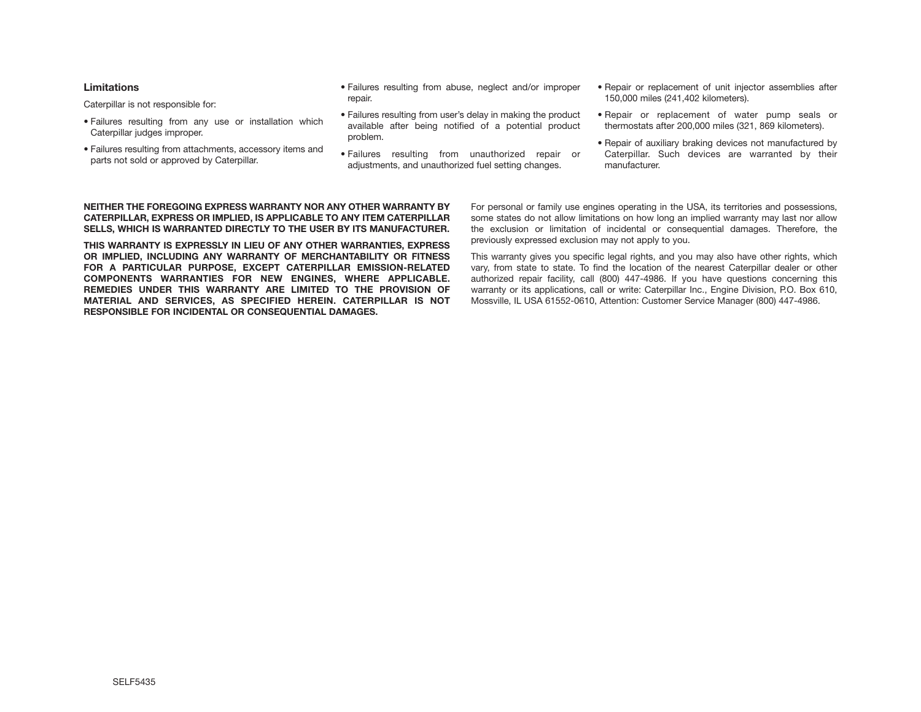### Limitations

Caterpillar is not responsible for:

- Failures resulting from any use or installation which Caterpillar judges improper.
- Failures resulting from attachments, accessory items and parts not sold or approved by Caterpillar.
- Failures resulting from abuse, neglect and/or improper repair.
- Failures resulting from user's delay in making the product available after being notified of a potential product problem.
- Failures resulting from unauthorized repair or adjustments, and unauthorized fuel setting changes.
- Repair or replacement of unit injector assemblies after 150,000 miles (241,402 kilometers).
- Repair or replacement of water pump seals or thermostats after 200,000 miles (321, 869 kilometers).
- Repair of auxiliary braking devices not manufactured by Caterpillar. Such devices are warranted by their manufacturer.

**NEITHER THE FOREGOING EXPRESS WARRANTY NOR ANY OTHER WARRANTY BY CATERPILLAR, EXPRESS OR IMPLIED, IS APPLICABLE TO ANY ITEM CATERPILLAR SELLS, WHICH IS WARRANTED DIRECTLY TO THE USER BY ITS MANUFACTURER.**

**THIS WARRANTY IS EXPRESSLY IN LIEU OF ANY OTHER WARRANTIES, EXPRESS OR IMPLIED, INCLUDING ANY WARRANTY OF MERCHANTABILITY OR FITNESS FOR A PARTICULAR PURPOSE, EXCEPT CATERPILLAR EMISSION-RELATED COMPONENTS WARRANTIES FOR NEW ENGINES, WHERE APPLICABLE. REMEDIES UNDER THIS WARRANTY ARE LIMITED TO THE PROVISION OF MATERIAL AND SERVICES, AS SPECIFIED HEREIN. CATERPILLAR IS NOT RESPONSIBLE FOR INCIDENTAL OR CONSEQUENTIAL DAMAGES.**

For personal or family use engines operating in the USA, its territories and possessions, some states do not allow limitations on how long an implied warranty may last nor allow the exclusion or limitation of incidental or consequential damages. Therefore, the previously expressed exclusion may not apply to you.

This warranty gives you specific legal rights, and you may also have other rights, which vary, from state to state. To find the location of the nearest Caterpillar dealer or other authorized repair facility, call (800) 447-4986. If you have questions concerning this warranty or its applications, call or write: Caterpillar Inc., Engine Division, P.O. Box 610, Mossville, IL USA 61552-0610, Attention: Customer Service Manager (800) 447-4986.

SELF5435